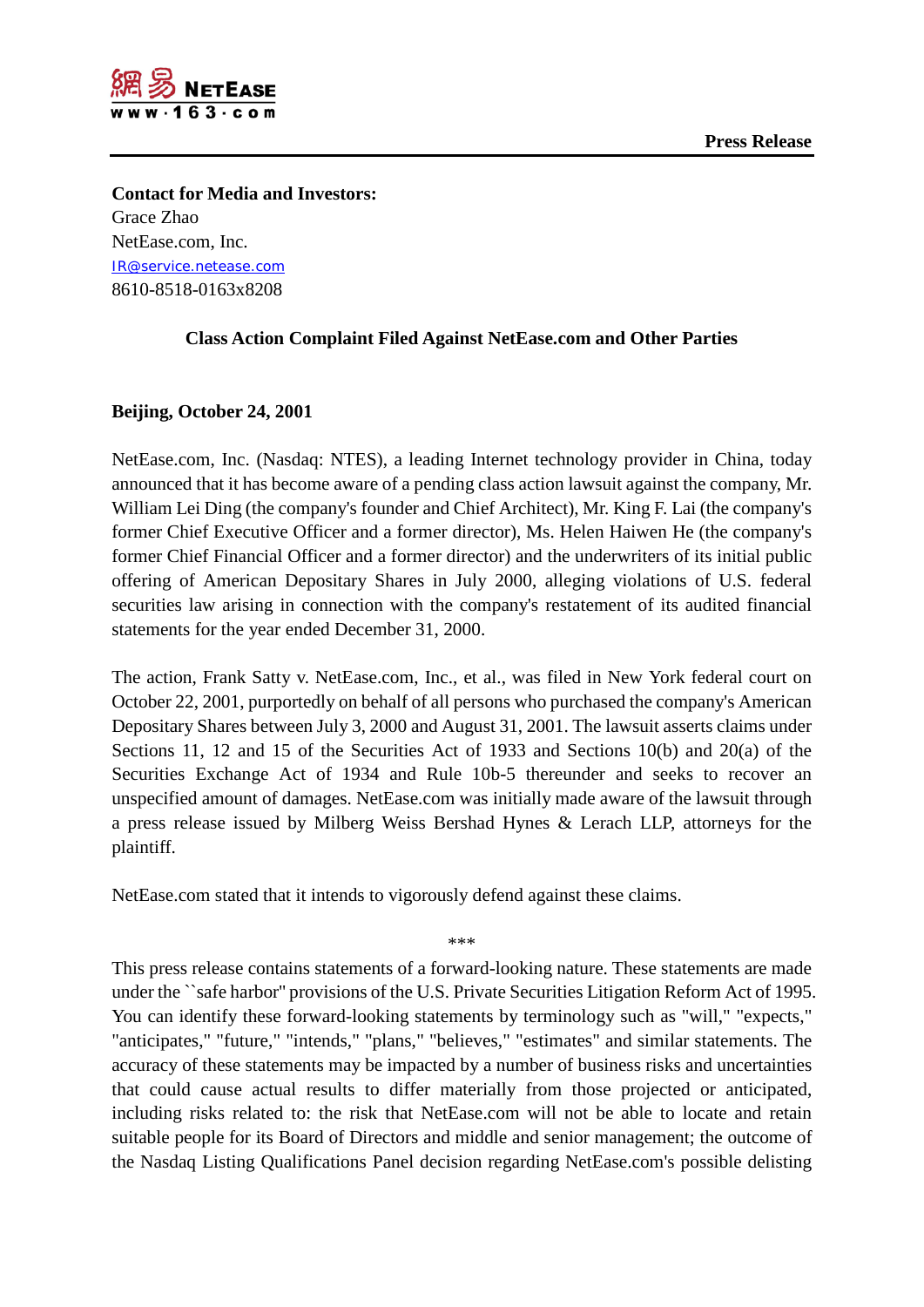網易 NETEASE
www·163·com

**Press Release**

---

**Contact for Media and Investors:**
Grace Zhao
NetEase.com, Inc.
IR@service.netease.com
8610-8518-0163x8208

## Class Action Complaint Filed Against NetEase.com and Other Parties

**Beijing, October 24, 2001**

NetEase.com, Inc. (Nasdaq: NTES), a leading Internet technology provider in China, today announced that it has become aware of a pending class action lawsuit against the company, Mr. William Lei Ding (the company's founder and Chief Architect), Mr. King F. Lai (the company's former Chief Executive Officer and a former director), Ms. Helen Haiwen He (the company's former Chief Financial Officer and a former director) and the underwriters of its initial public offering of American Depositary Shares in July 2000, alleging violations of U.S. federal securities law arising in connection with the company's restatement of its audited financial statements for the year ended December 31, 2000.

The action, Frank Satty v. NetEase.com, Inc., et al., was filed in New York federal court on October 22, 2001, purportedly on behalf of all persons who purchased the company's American Depositary Shares between July 3, 2000 and August 31, 2001. The lawsuit asserts claims under Sections 11, 12 and 15 of the Securities Act of 1933 and Sections 10(b) and 20(a) of the Securities Exchange Act of 1934 and Rule 10b-5 thereunder and seeks to recover an unspecified amount of damages. NetEase.com was initially made aware of the lawsuit through a press release issued by Milberg Weiss Bershad Hynes & Lerach LLP, attorneys for the plaintiff.

NetEase.com stated that it intends to vigorously defend against these claims.

***

This press release contains statements of a forward-looking nature. These statements are made under the ``safe harbor'' provisions of the U.S. Private Securities Litigation Reform Act of 1995. You can identify these forward-looking statements by terminology such as "will," "expects," "anticipates," "future," "intends," "plans," "believes," "estimates" and similar statements. The accuracy of these statements may be impacted by a number of business risks and uncertainties that could cause actual results to differ materially from those projected or anticipated, including risks related to: the risk that NetEase.com will not be able to locate and retain suitable people for its Board of Directors and middle and senior management; the outcome of the Nasdaq Listing Qualifications Panel decision regarding NetEase.com's possible delisting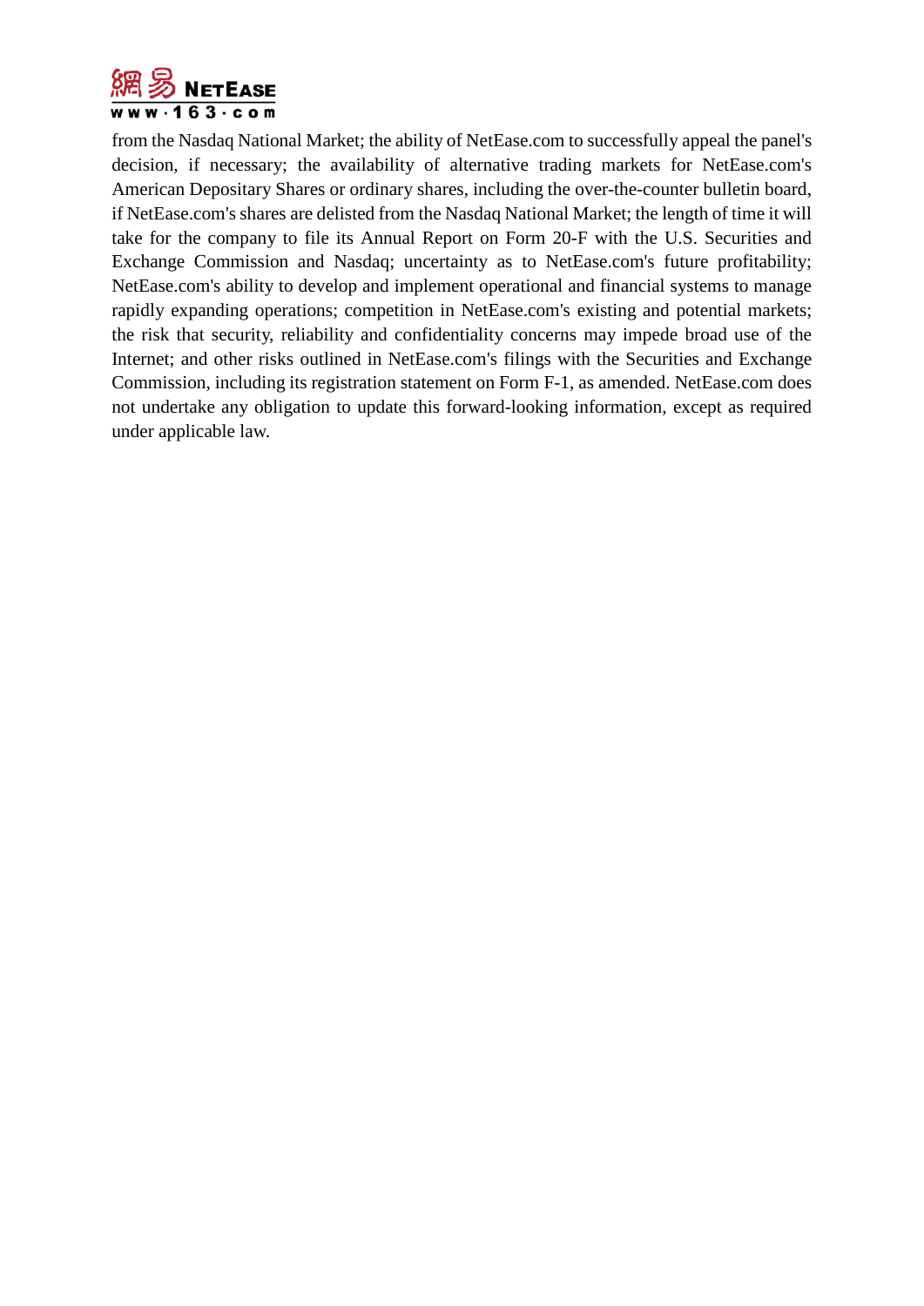from the Nasdaq National Market; the ability of NetEase.com to successfully appeal the panel's decision, if necessary; the availability of alternative trading markets for NetEase.com's American Depositary Shares or ordinary shares, including the over-the-counter bulletin board, if NetEase.com's shares are delisted from the Nasdaq National Market; the length of time it will take for the company to file its Annual Report on Form 20-F with the U.S. Securities and Exchange Commission and Nasdaq; uncertainty as to NetEase.com's future profitability; NetEase.com's ability to develop and implement operational and financial systems to manage rapidly expanding operations; competition in NetEase.com's existing and potential markets; the risk that security, reliability and confidentiality concerns may impede broad use of the Internet; and other risks outlined in NetEase.com's filings with the Securities and Exchange Commission, including its registration statement on Form F-1, as amended. NetEase.com does not undertake any obligation to update this forward-looking information, except as required under applicable law.